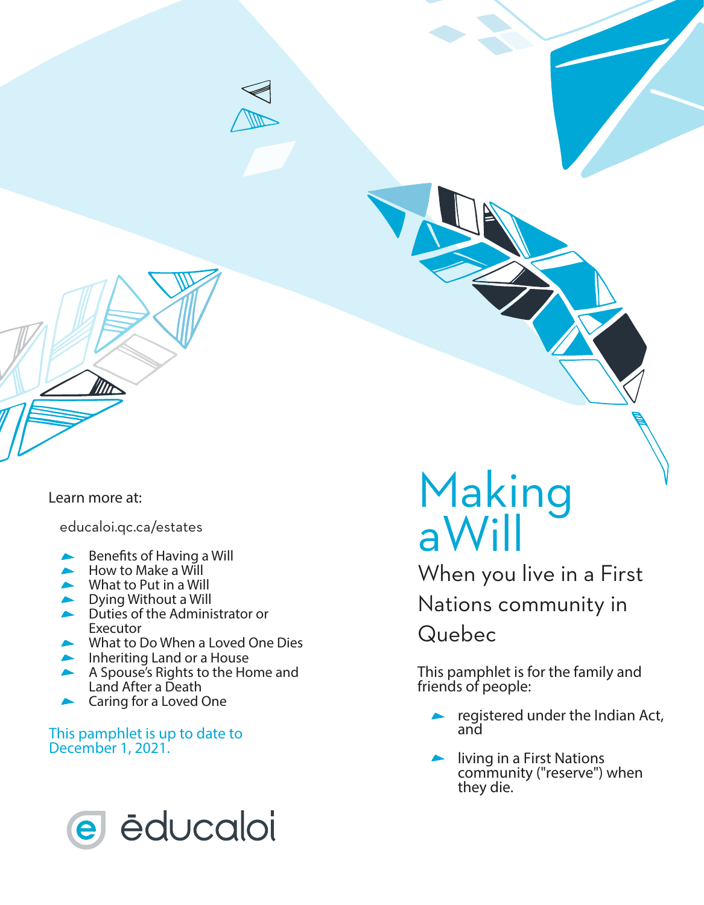# Making a Will

## When you live in a First Nations community in Quebec

This pamphlet is for the family and friends of people:

- registered under the Indian Act, and
- living in a First Nations community ("reserve") when they die.

Learn more at:

educaloi.qc.ca/estates

- Benefits of Having a Will
- How to Make a Will
- What to Put in a Will
- Dying Without a Will
- Duties of the Administrator or Executor
- What to Do When a Loved One Dies
- Inheriting Land or a House
- A Spouse's Rights to the Home and Land After a Death
- Caring for a Loved One

This pamphlet is up to date to December 1, 2021.

éducaloi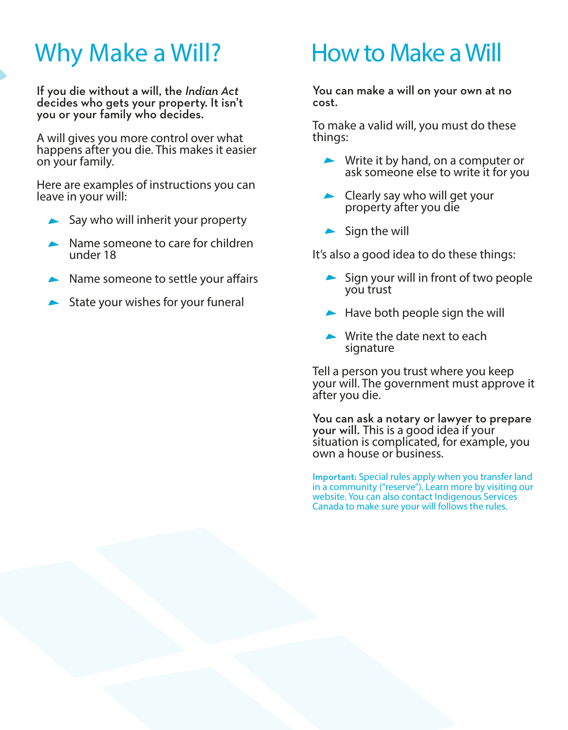# Why Make a Will?

**If you die without a will, the *Indian Act* decides who gets your property. It isn't you or your family who decides.**

A will gives you more control over what happens after you die. This makes it easier on your family.

Here are examples of instructions you can leave in your will:

- Say who will inherit your property
- Name someone to care for children under 18
- Name someone to settle your affairs
- State your wishes for your funeral

# How to Make a Will

**You can make a will on your own at no cost.**

To make a valid will, you must do these things:

- Write it by hand, on a computer or ask someone else to write it for you
- Clearly say who will get your property after you die
- Sign the will

It's also a good idea to do these things:

- Sign your will in front of two people you trust
- Have both people sign the will
- Write the date next to each signature

Tell a person you trust where you keep your will. The government must approve it after you die.

**You can ask a notary or lawyer to prepare your will.** This is a good idea if your situation is complicated, for example, you own a house or business.

**Important:** Special rules apply when you transfer land in a community ("reserve"). Learn more by visiting our website. You can also contact Indigenous Services Canada to make sure your will follows the rules.